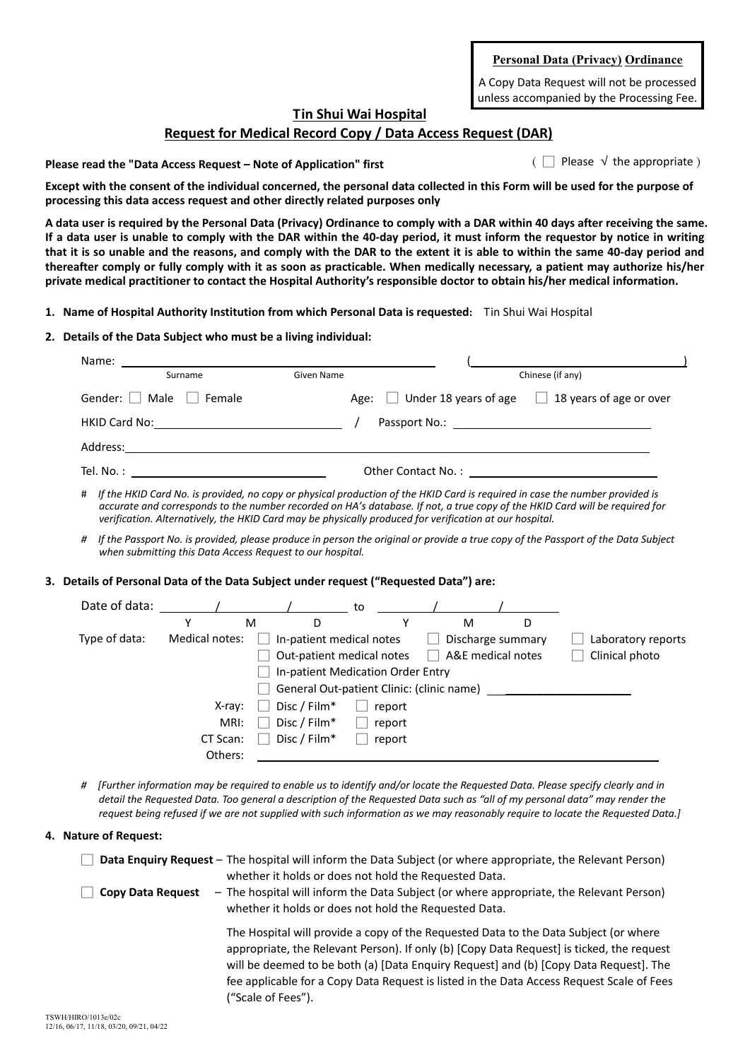**Personal Data (Privacy) Ordinance**

A Copy Data Request will not be processed unless accompanied by the Processing Fee.

# Tin Shui Wai Hospital

## Request for Medical Record Copy / Data Access Request (DAR)

**Please read the "Data Access Request – Note of Application" first** ( ☐ Please √ the appropriate )

**Except with the consent of the individual concerned, the personal data collected in this Form will be used for the purpose of processing this data access request and other directly related purposes only**

**A data user is required by the Personal Data (Privacy) Ordinance to comply with a DAR within 40 days after receiving the same. If a data user is unable to comply with the DAR within the 40-day period, it must inform the requestor by notice in writing that it is so unable and the reasons, and comply with the DAR to the extent it is able to within the same 40-day period and thereafter comply or fully comply with it as soon as practicable. When medically necessary, a patient may authorize his/her private medical practitioner to contact the Hospital Authority's responsible doctor to obtain his/her medical information.**

**1. Name of Hospital Authority Institution from which Personal Data is requested:** Tin Shui Wai Hospital

**2. Details of the Data Subject who must be a living individual:**

Name: ______________________________ (______________________________)
Surname Given Name Chinese (if any)

Gender: ☐ Male ☐ Female Age: ☐ Under 18 years of age ☐ 18 years of age or over

HKID Card No: ______________________ / Passport No.: ______________________

Address: ______________________________________________

Tel. No. : ______________________ Other Contact No. : ______________________

# *If the HKID Card No. is provided, no copy or physical production of the HKID Card is required in case the number provided is accurate and corresponds to the number recorded on HA's database. If not, a true copy of the HKID Card will be required for verification. Alternatively, the HKID Card may be physically produced for verification at our hospital.*

# *If the Passport No. is provided, please produce in person the original or provide a true copy of the Passport of the Data Subject when submitting this Data Access Request to our hospital.*

**3. Details of Personal Data of the Data Subject under request ("Requested Data") are:**

Date of data: ______ / ______ / ______ to ______ / ______ / ______
Y M D Y M D

Type of data:

Medical notes:
- ☐ In-patient medical notes ☐ Discharge summary ☐ Laboratory reports
- ☐ Out-patient medical notes ☐ A&E medical notes ☐ Clinical photo
- ☐ In-patient Medication Order Entry
- ☐ General Out-patient Clinic: (clinic name) ______________________

X-ray: ☐ Disc / Film* ☐ report

MRI: ☐ Disc / Film* ☐ report

CT Scan: ☐ Disc / Film* ☐ report

Others: ______________________________________________

# *[Further information may be required to enable us to identify and/or locate the Requested Data. Please specify clearly and in detail the Requested Data. Too general a description of the Requested Data such as "all of my personal data" may render the request being refused if we are not supplied with such information as we may reasonably require to locate the Requested Data.]*

**4. Nature of Request:**

☐ **Data Enquiry Request** – The hospital will inform the Data Subject (or where appropriate, the Relevant Person) whether it holds or does not hold the Requested Data.

☐ **Copy Data Request** – The hospital will inform the Data Subject (or where appropriate, the Relevant Person) whether it holds or does not hold the Requested Data.

The Hospital will provide a copy of the Requested Data to the Data Subject (or where appropriate, the Relevant Person). If only (b) [Copy Data Request] is ticked, the request will be deemed to be both (a) [Data Enquiry Request] and (b) [Copy Data Request]. The fee applicable for a Copy Data Request is listed in the Data Access Request Scale of Fees ("Scale of Fees").

TSWH/HIRO/1013e/02c
12/16, 06/17, 11/18, 03/20, 09/21, 04/22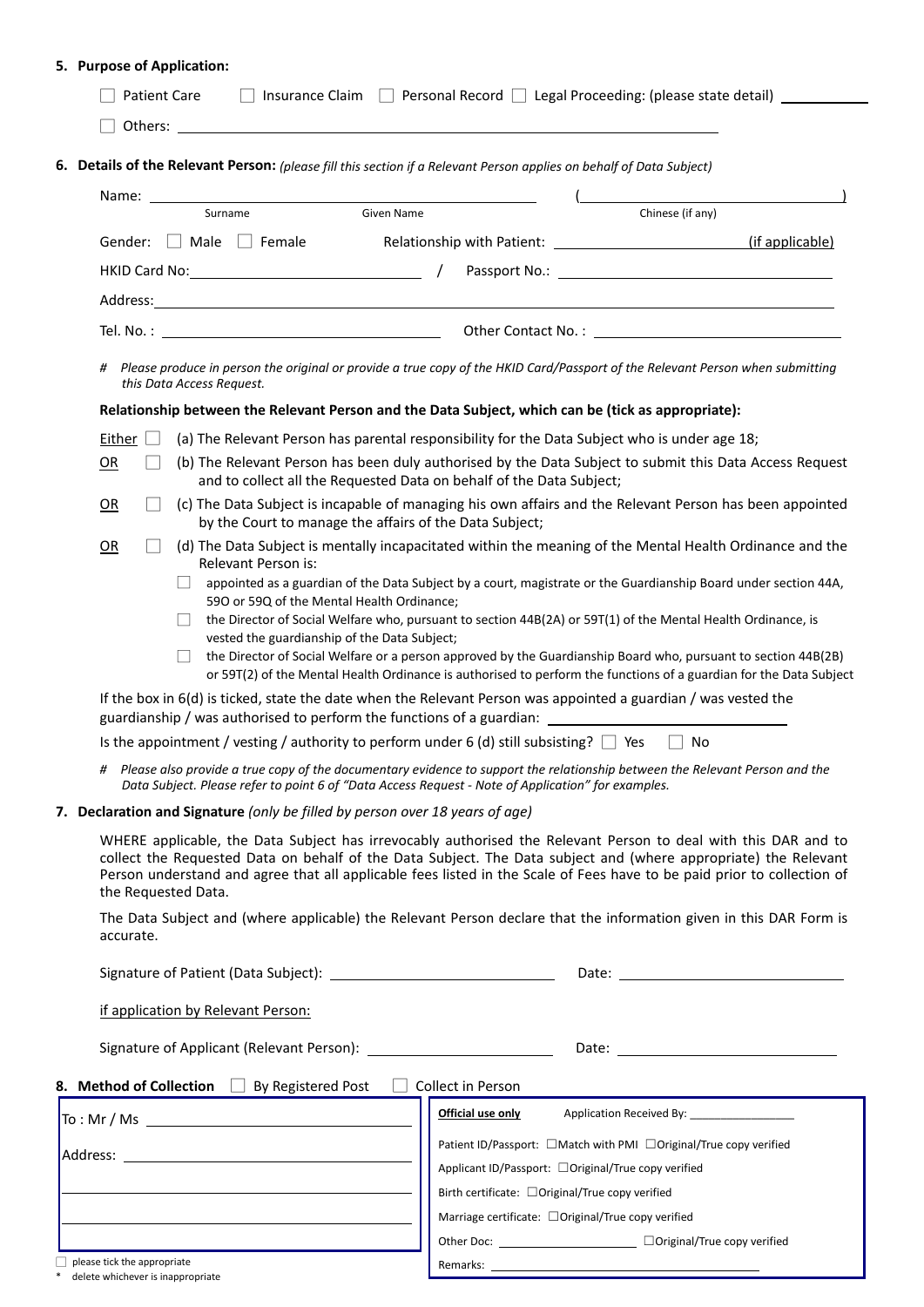**5. Purpose of Application:**

☐ Patient Care ☐ Insurance Claim ☐ Personal Record ☐ Legal Proceeding: (please state detail) ____________

☐ Others: ____________________________________________

**6. Details of the Relevant Person:** *(please fill this section if a Relevant Person applies on behalf of Data Subject)*

Name: ______________________________ ( ______________________ )
Surname Given Name Chinese (if any)

Gender: ☐ Male ☐ Female Relationship with Patient: ______________________ (if applicable)

HKID Card No: ______________________ / Passport No.: ______________________

Address: ____________________________________________

Tel. No. : ______________________ Other Contact No. : ______________________

\# *Please produce in person the original or provide a true copy of the HKID Card/Passport of the Relevant Person when submitting this Data Access Request.*

**Relationship between the Relevant Person and the Data Subject, which can be (tick as appropriate):**

Either ☐ (a) The Relevant Person has parental responsibility for the Data Subject who is under age 18;

OR ☐ (b) The Relevant Person has been duly authorised by the Data Subject to submit this Data Access Request and to collect all the Requested Data on behalf of the Data Subject;

OR ☐ (c) The Data Subject is incapable of managing his own affairs and the Relevant Person has been appointed by the Court to manage the affairs of the Data Subject;

OR ☐ (d) The Data Subject is mentally incapacitated within the meaning of the Mental Health Ordinance and the Relevant Person is:

- ☐ appointed as a guardian of the Data Subject by a court, magistrate or the Guardianship Board under section 44A, 59O or 59Q of the Mental Health Ordinance;
- ☐ the Director of Social Welfare who, pursuant to section 44B(2A) or 59T(1) of the Mental Health Ordinance, is vested the guardianship of the Data Subject;
- ☐ the Director of Social Welfare or a person approved by the Guardianship Board who, pursuant to section 44B(2B) or 59T(2) of the Mental Health Ordinance is authorised to perform the functions of a guardian for the Data Subject

If the box in 6(d) is ticked, state the date when the Relevant Person was appointed a guardian / was vested the guardianship / was authorised to perform the functions of a guardian: ______________________

Is the appointment / vesting / authority to perform under 6 (d) still subsisting? ☐ Yes ☐ No

\# *Please also provide a true copy of the documentary evidence to support the relationship between the Relevant Person and the Data Subject. Please refer to point 6 of "Data Access Request - Note of Application" for examples.*

**7. Declaration and Signature** *(only be filled by person over 18 years of age)*

WHERE applicable, the Data Subject has irrevocably authorised the Relevant Person to deal with this DAR and to collect the Requested Data on behalf of the Data Subject. The Data subject and (where appropriate) the Relevant Person understand and agree that all applicable fees listed in the Scale of Fees have to be paid prior to collection of the Requested Data.

The Data Subject and (where applicable) the Relevant Person declare that the information given in this DAR Form is accurate.

Signature of Patient (Data Subject): ______________________ Date: ______________________

if application by Relevant Person:

Signature of Applicant (Relevant Person): ______________________ Date: ______________________

**8. Method of Collection** ☐ By Registered Post ☐ Collect in Person

| To : Mr / Ms ______________________ | **Official use only** Application Received By: ______________ |
|---|---|
| Address: ______________________ | Patient ID/Passport: ☐Match with PMI ☐Original/True copy verified |
| ______________________ | Applicant ID/Passport: ☐Original/True copy verified |
| ______________________ | Birth certificate: ☐Original/True copy verified |
| ______________________ | Marriage certificate: ☐Original/True copy verified |
| | Other Doc: ______________ ☐Original/True copy verified |
| | Remarks: ______________________ |

☐ please tick the appropriate

\* delete whichever is inappropriate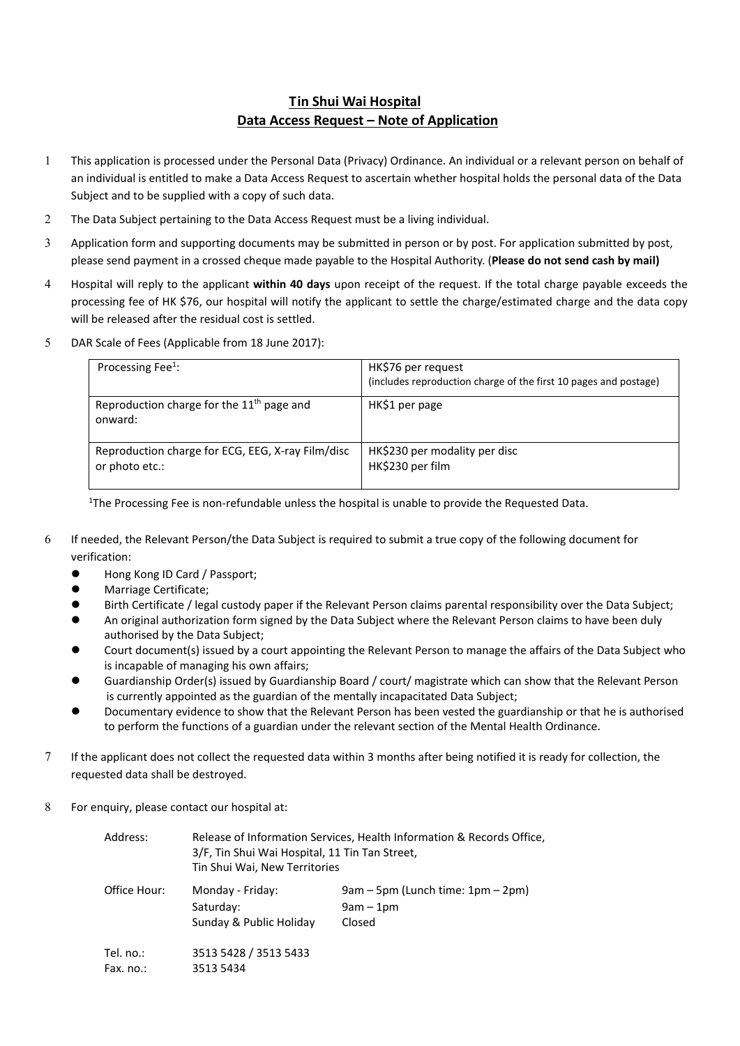## Tin Shui Wai Hospital
## Data Access Request – Note of Application

1. This application is processed under the Personal Data (Privacy) Ordinance. An individual or a relevant person on behalf of an individual is entitled to make a Data Access Request to ascertain whether hospital holds the personal data of the Data Subject and to be supplied with a copy of such data.

2. The Data Subject pertaining to the Data Access Request must be a living individual.

3. Application form and supporting documents may be submitted in person or by post. For application submitted by post, please send payment in a crossed cheque made payable to the Hospital Authority. (**Please do not send cash by mail)**

4. Hospital will reply to the applicant **within 40 days** upon receipt of the request. If the total charge payable exceeds the processing fee of HK $76, our hospital will notify the applicant to settle the charge/estimated charge and the data copy will be released after the residual cost is settled.

5. DAR Scale of Fees (Applicable from 18 June 2017):

| | |
|---|---|
| Processing Fee[1]: | HK$76 per request<br>(includes reproduction charge of the first 10 pages and postage) |
| Reproduction charge for the 11th page and onward: | HK$1 per page |
| Reproduction charge for ECG, EEG, X-ray Film/disc or photo etc.: | HK$230 per modality per disc<br>HK$230 per film |

[1]The Processing Fee is non-refundable unless the hospital is unable to provide the Requested Data.

6. If needed, the Relevant Person/the Data Subject is required to submit a true copy of the following document for verification:
   - Hong Kong ID Card / Passport;
   - Marriage Certificate;
   - Birth Certificate / legal custody paper if the Relevant Person claims parental responsibility over the Data Subject;
   - An original authorization form signed by the Data Subject where the Relevant Person claims to have been duly authorised by the Data Subject;
   - Court document(s) issued by a court appointing the Relevant Person to manage the affairs of the Data Subject who is incapable of managing his own affairs;
   - Guardianship Order(s) issued by Guardianship Board / court/ magistrate which can show that the Relevant Person is currently appointed as the guardian of the mentally incapacitated Data Subject;
   - Documentary evidence to show that the Relevant Person has been vested the guardianship or that he is authorised to perform the functions of a guardian under the relevant section of the Mental Health Ordinance.

7. If the applicant does not collect the requested data within 3 months after being notified it is ready for collection, the requested data shall be destroyed.

8. For enquiry, please contact our hospital at:

Address: Release of Information Services, Health Information & Records Office,
3/F, Tin Shui Wai Hospital, 11 Tin Tan Street,
Tin Shui Wai, New Territories

| | | |
|---|---|---|
| Office Hour: | Monday - Friday: | 9am – 5pm (Lunch time: 1pm – 2pm) |
| | Saturday: | 9am – 1pm |
| | Sunday & Public Holiday | Closed |

Tel. no.: 3513 5428 / 3513 5433
Fax. no.: 3513 5434